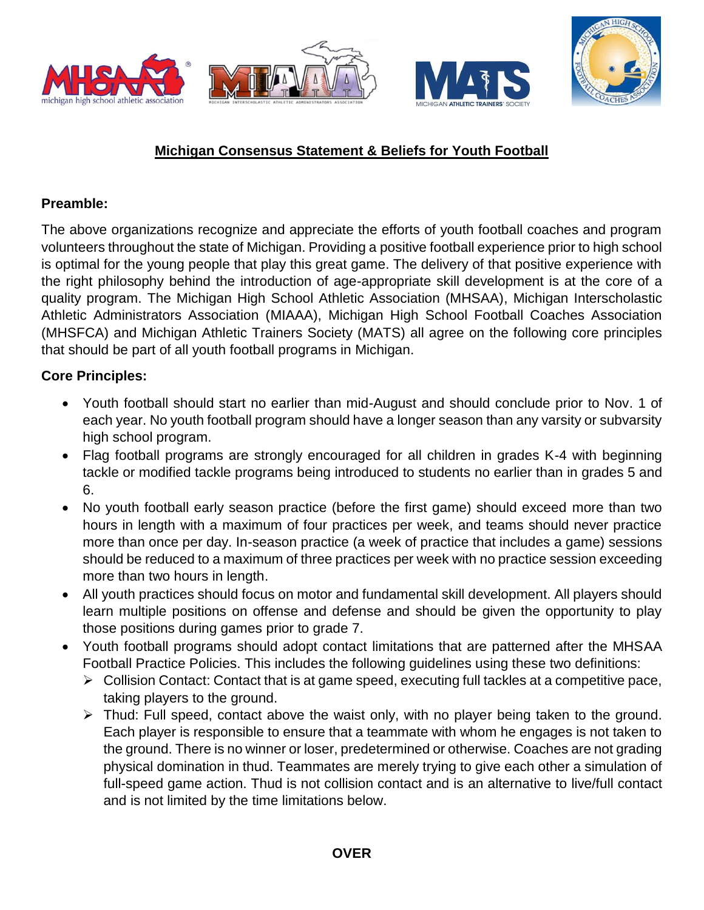# Michigan Consensus Statement & Beliefs for Youth Football

**Preamble:**

The above organizations recognize and appreciate the efforts of youth football coaches and program volunteers throughout the state of Michigan. Providing a positive football experience prior to high school is optimal for the young people that play this great game. The delivery of that positive experience with the right philosophy behind the introduction of age-appropriate skill development is at the core of a quality program. The Michigan High School Athletic Association (MHSAA), Michigan Interscholastic Athletic Administrators Association (MIAAA), Michigan High School Football Coaches Association (MHSFCA) and Michigan Athletic Trainers Society (MATS) all agree on the following core principles that should be part of all youth football programs in Michigan.

**Core Principles:**

- Youth football should start no earlier than mid-August and should conclude prior to Nov. 1 of each year. No youth football program should have a longer season than any varsity or subvarsity high school program.
- Flag football programs are strongly encouraged for all children in grades K-4 with beginning tackle or modified tackle programs being introduced to students no earlier than in grades 5 and 6.
- No youth football early season practice (before the first game) should exceed more than two hours in length with a maximum of four practices per week, and teams should never practice more than once per day. In-season practice (a week of practice that includes a game) sessions should be reduced to a maximum of three practices per week with no practice session exceeding more than two hours in length.
- All youth practices should focus on motor and fundamental skill development. All players should learn multiple positions on offense and defense and should be given the opportunity to play those positions during games prior to grade 7.
- Youth football programs should adopt contact limitations that are patterned after the MHSAA Football Practice Policies. This includes the following guidelines using these two definitions:
  - Collision Contact: Contact that is at game speed, executing full tackles at a competitive pace, taking players to the ground.
  - Thud: Full speed, contact above the waist only, with no player being taken to the ground. Each player is responsible to ensure that a teammate with whom he engages is not taken to the ground. There is no winner or loser, predetermined or otherwise. Coaches are not grading physical domination in thud. Teammates are merely trying to give each other a simulation of full-speed game action. Thud is not collision contact and is an alternative to live/full contact and is not limited by the time limitations below.

**OVER**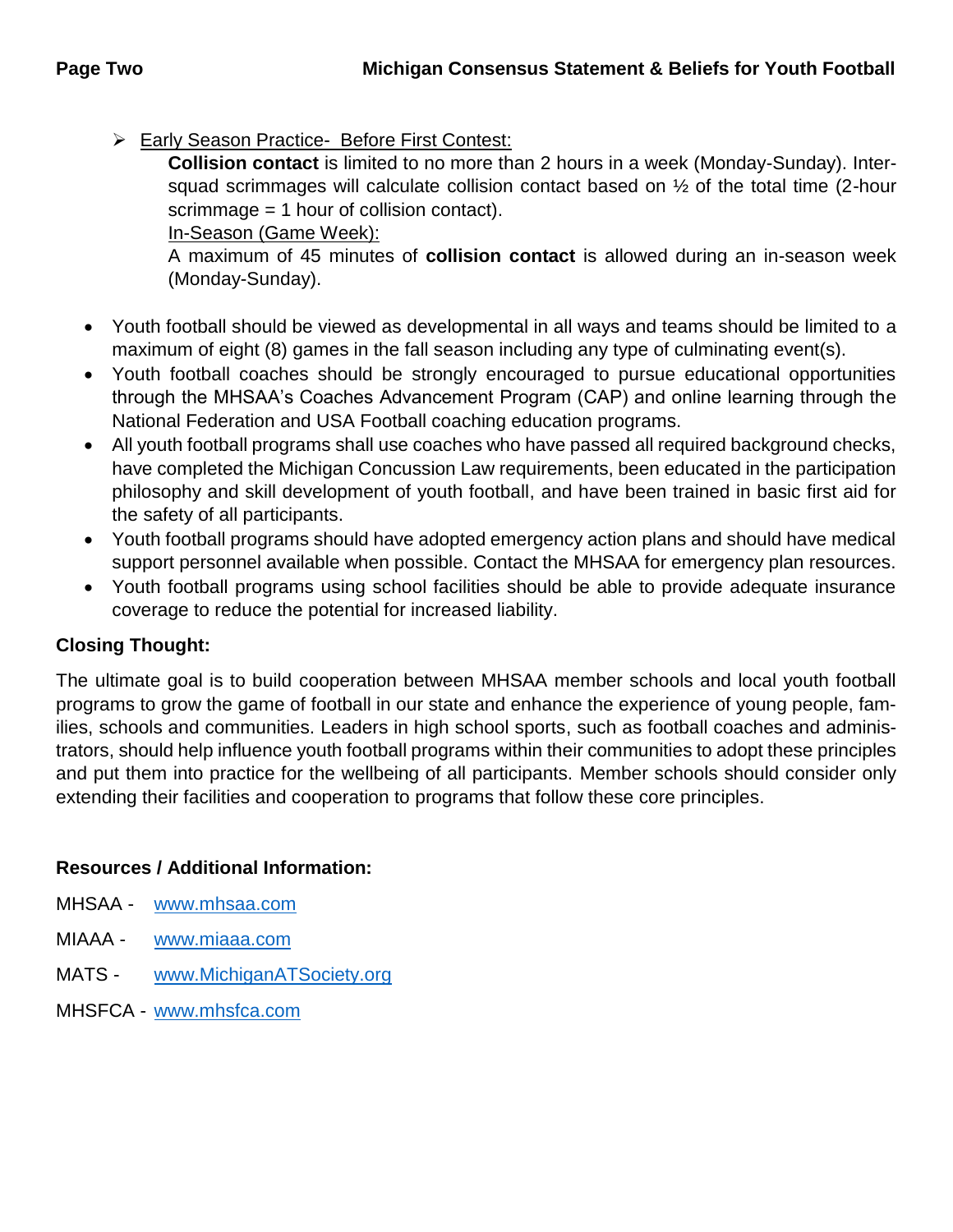- Early Season Practice- Before First Contest:

  **Collision contact** is limited to no more than 2 hours in a week (Monday-Sunday). Inter-squad scrimmages will calculate collision contact based on ½ of the total time (2-hour scrimmage = 1 hour of collision contact).

  In-Season (Game Week):

  A maximum of 45 minutes of **collision contact** is allowed during an in-season week (Monday-Sunday).

- Youth football should be viewed as developmental in all ways and teams should be limited to a maximum of eight (8) games in the fall season including any type of culminating event(s).
- Youth football coaches should be strongly encouraged to pursue educational opportunities through the MHSAA's Coaches Advancement Program (CAP) and online learning through the National Federation and USA Football coaching education programs.
- All youth football programs shall use coaches who have passed all required background checks, have completed the Michigan Concussion Law requirements, been educated in the participation philosophy and skill development of youth football, and have been trained in basic first aid for the safety of all participants.
- Youth football programs should have adopted emergency action plans and should have medical support personnel available when possible. Contact the MHSAA for emergency plan resources.
- Youth football programs using school facilities should be able to provide adequate insurance coverage to reduce the potential for increased liability.

**Closing Thought:**

The ultimate goal is to build cooperation between MHSAA member schools and local youth football programs to grow the game of football in our state and enhance the experience of young people, families, schools and communities. Leaders in high school sports, such as football coaches and administrators, should help influence youth football programs within their communities to adopt these principles and put them into practice for the wellbeing of all participants. Member schools should consider only extending their facilities and cooperation to programs that follow these core principles.

**Resources / Additional Information:**

MHSAA - www.mhsaa.com

MIAAA - www.miaaa.com

MATS - www.MichiganATSociety.org

MHSFCA - www.mhsfca.com